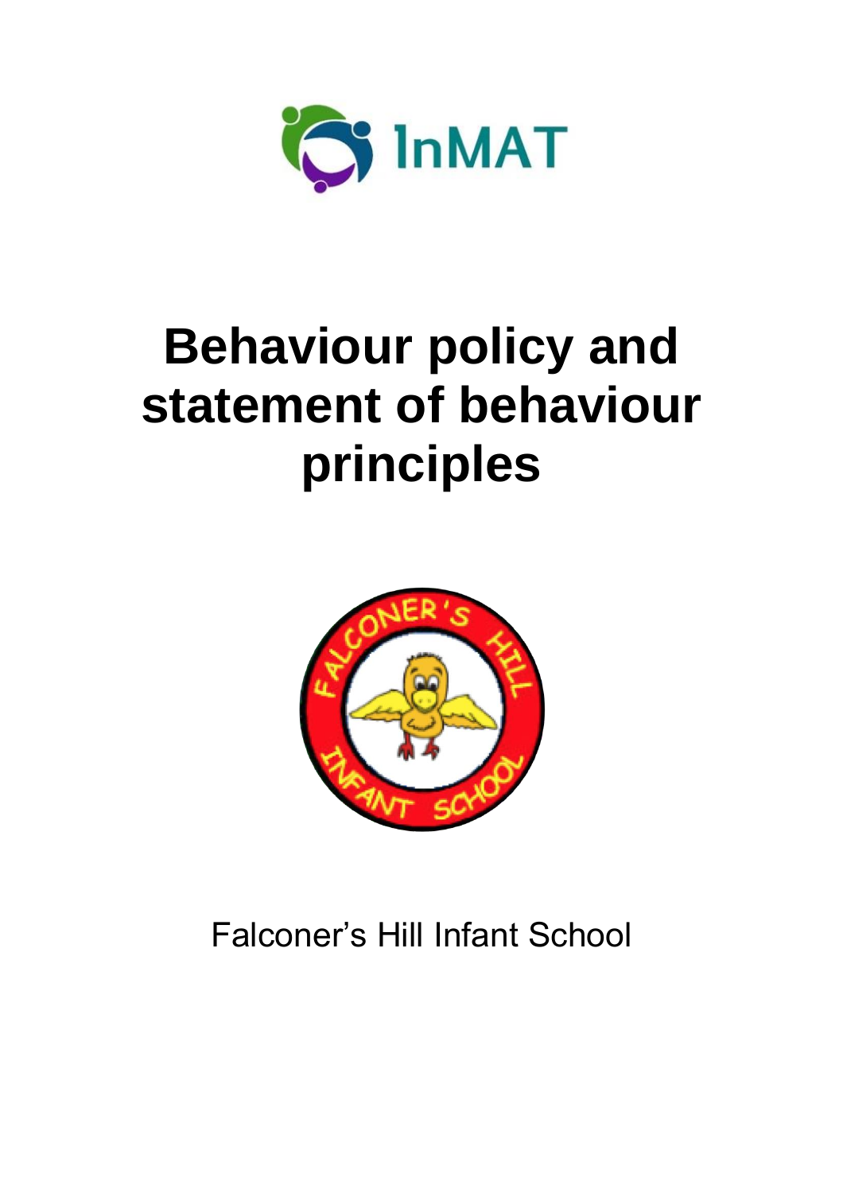InMAT

# Behaviour policy and statement of behaviour principles

Falconer's Hill Infant School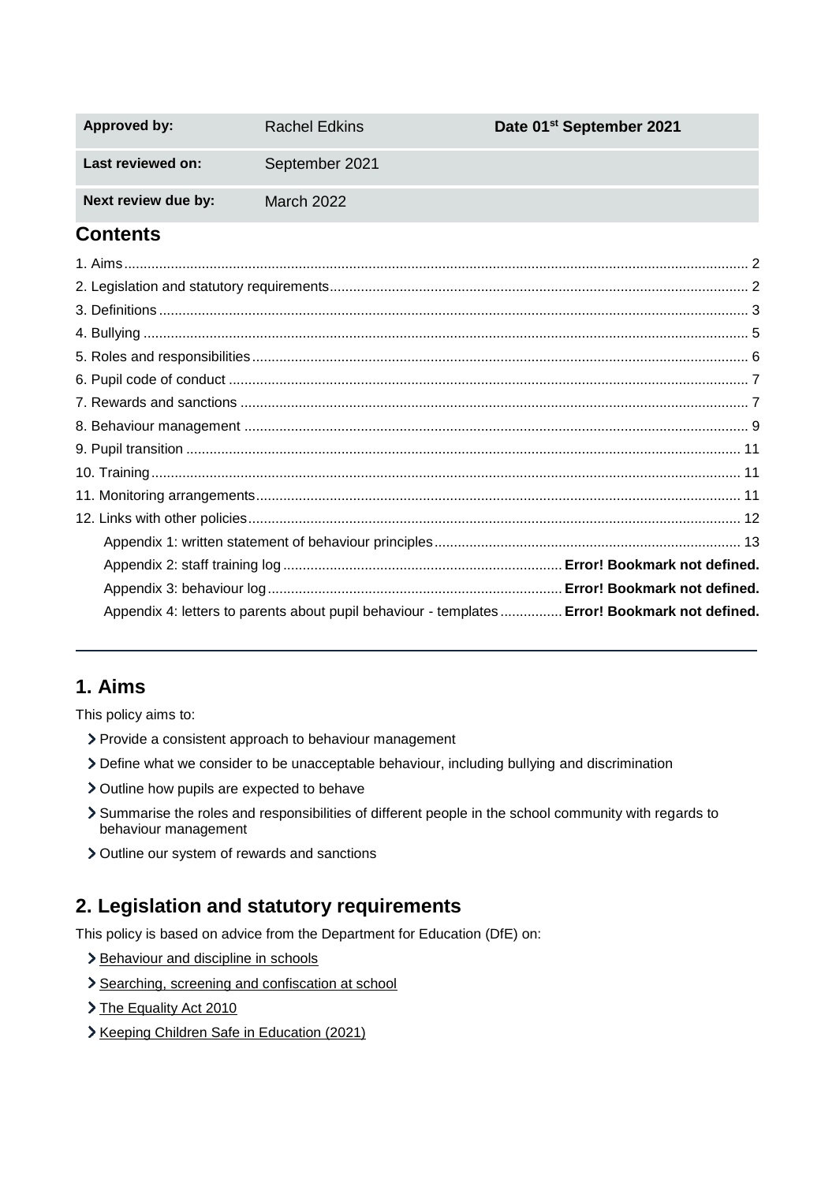| Approved by: | Rachel Edkins | Date 01st September 2021 |
| --- | --- | --- |
| Last reviewed on: | September 2021 | |
| Next review due by: | March 2022 | |

## Contents

1. Aims ........ 2
2. Legislation and statutory requirements ........ 2
3. Definitions ........ 3
4. Bullying ........ 5
5. Roles and responsibilities ........ 6
6. Pupil code of conduct ........ 7
7. Rewards and sanctions ........ 7
8. Behaviour management ........ 9
9. Pupil transition ........ 11
10. Training ........ 11
11. Monitoring arrangements ........ 11
12. Links with other policies ........ 12

   Appendix 1: written statement of behaviour principles ........ 13
   Appendix 2: staff training log ........ **Error! Bookmark not defined.**
   Appendix 3: behaviour log ........ **Error! Bookmark not defined.**
   Appendix 4: letters to parents about pupil behaviour - templates ........ **Error! Bookmark not defined.**

---

## 1. Aims

This policy aims to:

- Provide a consistent approach to behaviour management
- Define what we consider to be unacceptable behaviour, including bullying and discrimination
- Outline how pupils are expected to behave
- Summarise the roles and responsibilities of different people in the school community with regards to behaviour management
- Outline our system of rewards and sanctions

## 2. Legislation and statutory requirements

This policy is based on advice from the Department for Education (DfE) on:

- Behaviour and discipline in schools
- Searching, screening and confiscation at school
- The Equality Act 2010
- Keeping Children Safe in Education (2021)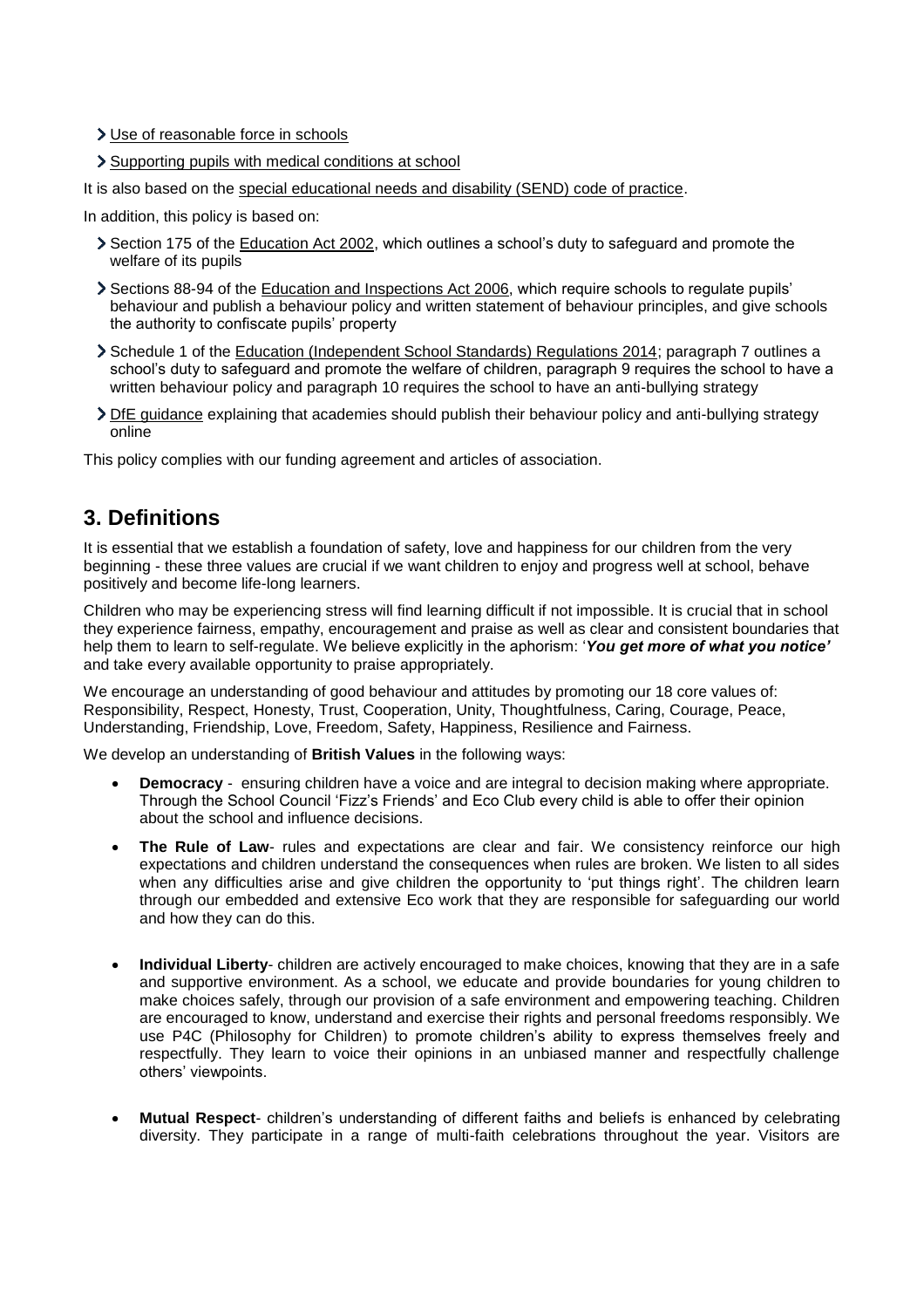- Use of reasonable force in schools
- Supporting pupils with medical conditions at school

It is also based on the special educational needs and disability (SEND) code of practice.

In addition, this policy is based on:

- Section 175 of the Education Act 2002, which outlines a school's duty to safeguard and promote the welfare of its pupils
- Sections 88-94 of the Education and Inspections Act 2006, which require schools to regulate pupils' behaviour and publish a behaviour policy and written statement of behaviour principles, and give schools the authority to confiscate pupils' property
- Schedule 1 of the Education (Independent School Standards) Regulations 2014; paragraph 7 outlines a school's duty to safeguard and promote the welfare of children, paragraph 9 requires the school to have a written behaviour policy and paragraph 10 requires the school to have an anti-bullying strategy
- DfE guidance explaining that academies should publish their behaviour policy and anti-bullying strategy online

This policy complies with our funding agreement and articles of association.

## 3. Definitions

It is essential that we establish a foundation of safety, love and happiness for our children from the very beginning - these three values are crucial if we want children to enjoy and progress well at school, behave positively and become life-long learners.

Children who may be experiencing stress will find learning difficult if not impossible. It is crucial that in school they experience fairness, empathy, encouragement and praise as well as clear and consistent boundaries that help them to learn to self-regulate. We believe explicitly in the aphorism: '***You get more of what you notice'*** and take every available opportunity to praise appropriately.

We encourage an understanding of good behaviour and attitudes by promoting our 18 core values of: Responsibility, Respect, Honesty, Trust, Cooperation, Unity, Thoughtfulness, Caring, Courage, Peace, Understanding, Friendship, Love, Freedom, Safety, Happiness, Resilience and Fairness.

We develop an understanding of **British Values** in the following ways:

- **Democracy** - ensuring children have a voice and are integral to decision making where appropriate. Through the School Council 'Fizz's Friends' and Eco Club every child is able to offer their opinion about the school and influence decisions.
- **The Rule of Law**- rules and expectations are clear and fair. We consistency reinforce our high expectations and children understand the consequences when rules are broken. We listen to all sides when any difficulties arise and give children the opportunity to 'put things right'. The children learn through our embedded and extensive Eco work that they are responsible for safeguarding our world and how they can do this.
- **Individual Liberty**- children are actively encouraged to make choices, knowing that they are in a safe and supportive environment. As a school, we educate and provide boundaries for young children to make choices safely, through our provision of a safe environment and empowering teaching. Children are encouraged to know, understand and exercise their rights and personal freedoms responsibly. We use P4C (Philosophy for Children) to promote children's ability to express themselves freely and respectfully. They learn to voice their opinions in an unbiased manner and respectfully challenge others' viewpoints.
- **Mutual Respect**- children's understanding of different faiths and beliefs is enhanced by celebrating diversity. They participate in a range of multi-faith celebrations throughout the year. Visitors are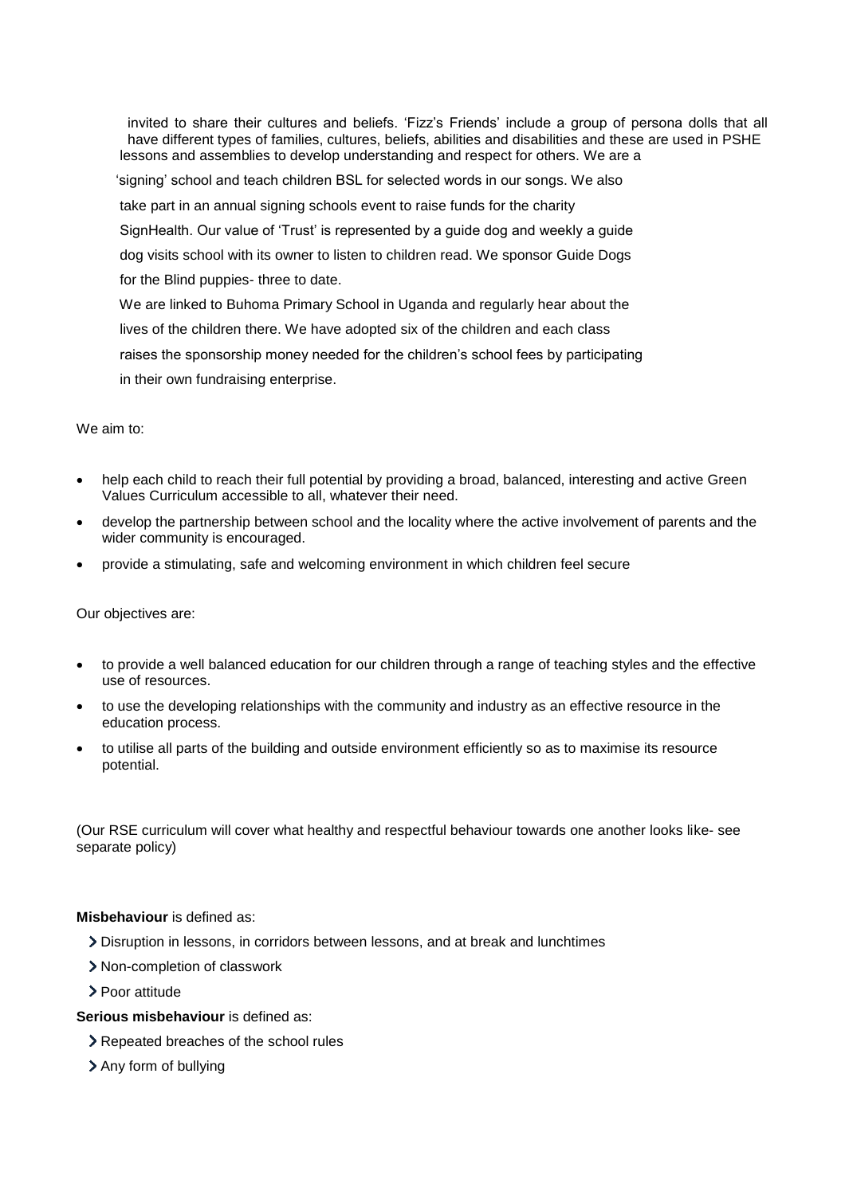invited to share their cultures and beliefs. 'Fizz's Friends' include a group of persona dolls that all have different types of families, cultures, beliefs, abilities and disabilities and these are used in PSHE lessons and assemblies to develop understanding and respect for others. We are a 'signing' school and teach children BSL for selected words in our songs. We also take part in an annual signing schools event to raise funds for the charity SignHealth. Our value of 'Trust' is represented by a guide dog and weekly a guide dog visits school with its owner to listen to children read. We sponsor Guide Dogs for the Blind puppies- three to date.

We are linked to Buhoma Primary School in Uganda and regularly hear about the lives of the children there. We have adopted six of the children and each class raises the sponsorship money needed for the children's school fees by participating in their own fundraising enterprise.

We aim to:

- help each child to reach their full potential by providing a broad, balanced, interesting and active Green Values Curriculum accessible to all, whatever their need.
- develop the partnership between school and the locality where the active involvement of parents and the wider community is encouraged.
- provide a stimulating, safe and welcoming environment in which children feel secure

Our objectives are:

- to provide a well balanced education for our children through a range of teaching styles and the effective use of resources.
- to use the developing relationships with the community and industry as an effective resource in the education process.
- to utilise all parts of the building and outside environment efficiently so as to maximise its resource potential.

(Our RSE curriculum will cover what healthy and respectful behaviour towards one another looks like- see separate policy)

**Misbehaviour** is defined as:

- Disruption in lessons, in corridors between lessons, and at break and lunchtimes
- Non-completion of classwork
- Poor attitude

**Serious misbehaviour** is defined as:

- Repeated breaches of the school rules
- Any form of bullying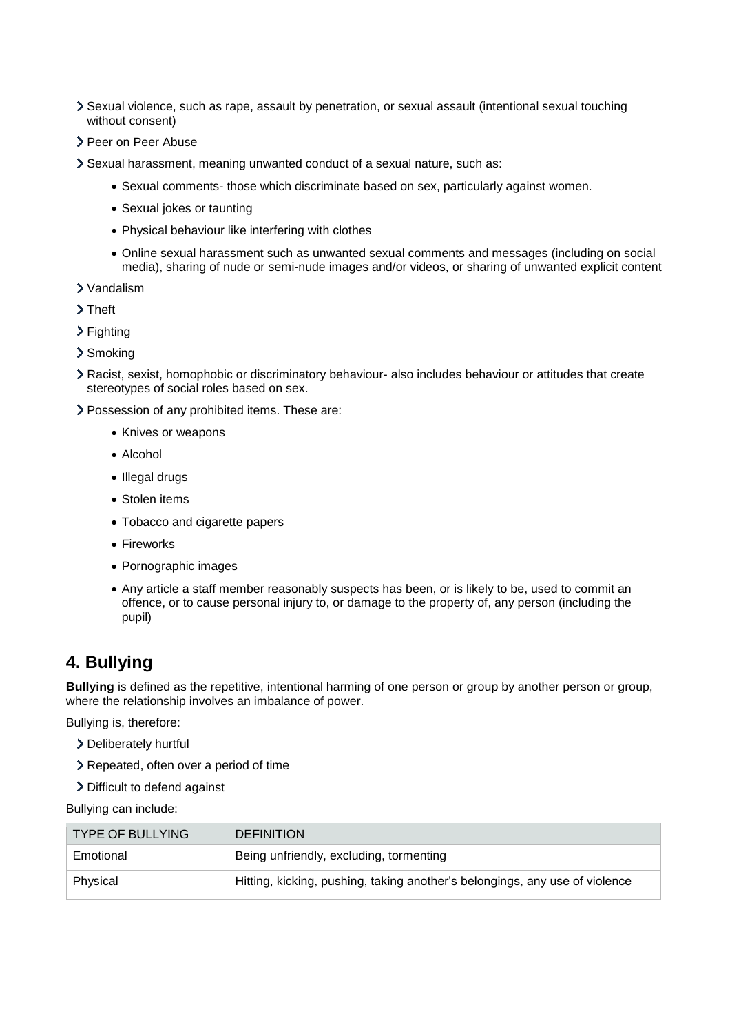- Sexual violence, such as rape, assault by penetration, or sexual assault (intentional sexual touching without consent)
- Peer on Peer Abuse
- Sexual harassment, meaning unwanted conduct of a sexual nature, such as:
    - Sexual comments- those which discriminate based on sex, particularly against women.
    - Sexual jokes or taunting
    - Physical behaviour like interfering with clothes
    - Online sexual harassment such as unwanted sexual comments and messages (including on social media), sharing of nude or semi-nude images and/or videos, or sharing of unwanted explicit content
- Vandalism
- Theft
- Fighting
- Smoking
- Racist, sexist, homophobic or discriminatory behaviour- also includes behaviour or attitudes that create stereotypes of social roles based on sex.
- Possession of any prohibited items. These are:
    - Knives or weapons
    - Alcohol
    - Illegal drugs
    - Stolen items
    - Tobacco and cigarette papers
    - Fireworks
    - Pornographic images
    - Any article a staff member reasonably suspects has been, or is likely to be, used to commit an offence, or to cause personal injury to, or damage to the property of, any person (including the pupil)

## 4. Bullying

**Bullying** is defined as the repetitive, intentional harming of one person or group by another person or group, where the relationship involves an imbalance of power.

Bullying is, therefore:

- Deliberately hurtful
- Repeated, often over a period of time
- Difficult to defend against

Bullying can include:

| TYPE OF BULLYING | DEFINITION |
|---|---|
| Emotional | Being unfriendly, excluding, tormenting |
| Physical | Hitting, kicking, pushing, taking another's belongings, any use of violence |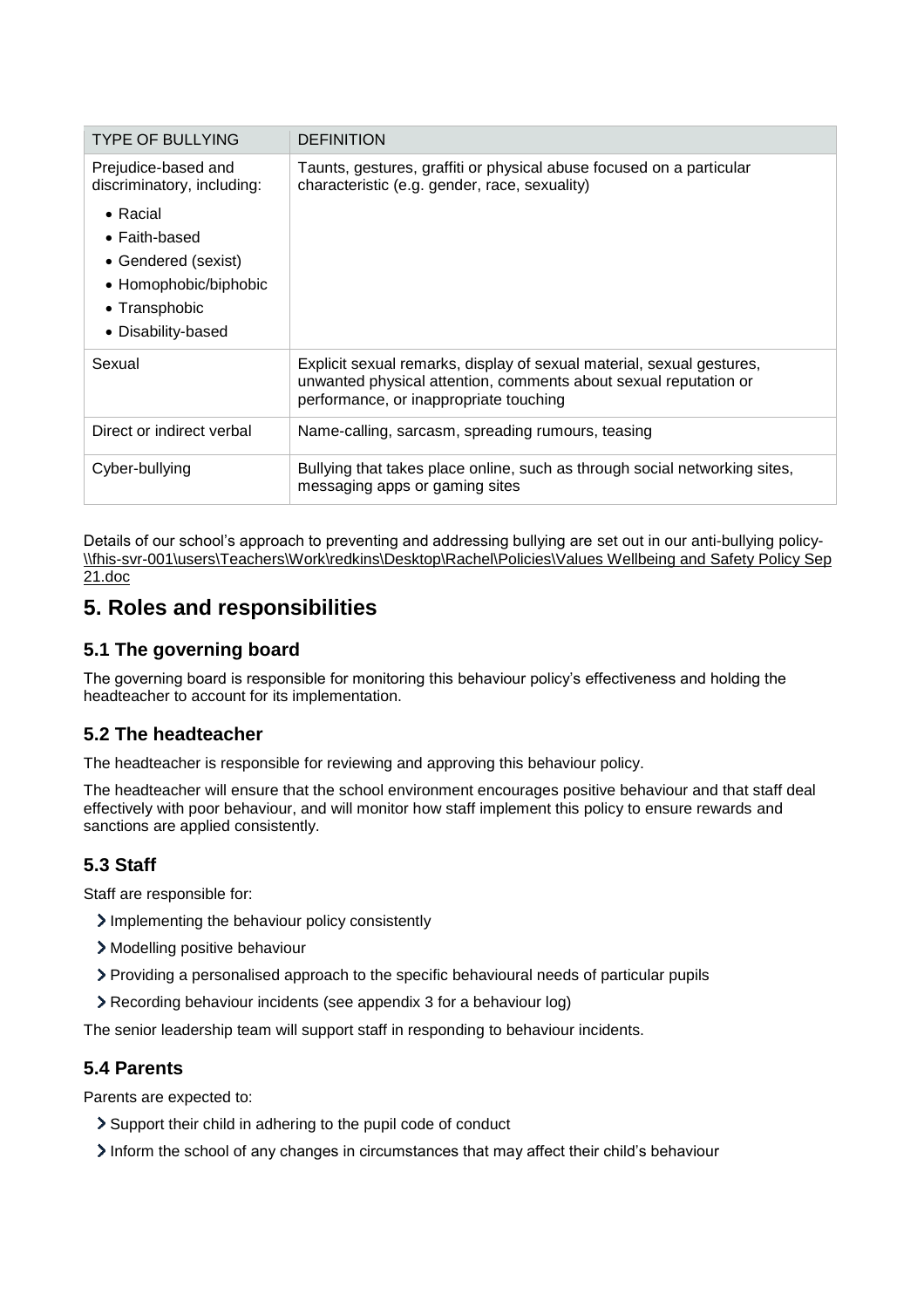| TYPE OF BULLYING | DEFINITION |
| --- | --- |
| Prejudice-based and discriminatory, including:<br>• Racial<br>• Faith-based<br>• Gendered (sexist)<br>• Homophobic/biphobic<br>• Transphobic<br>• Disability-based | Taunts, gestures, graffiti or physical abuse focused on a particular characteristic (e.g. gender, race, sexuality) |
| Sexual | Explicit sexual remarks, display of sexual material, sexual gestures, unwanted physical attention, comments about sexual reputation or performance, or inappropriate touching |
| Direct or indirect verbal | Name-calling, sarcasm, spreading rumours, teasing |
| Cyber-bullying | Bullying that takes place online, such as through social networking sites, messaging apps or gaming sites |

Details of our school's approach to preventing and addressing bullying are set out in our anti-bullying policy- \\fhis-svr-001\users\Teachers\Work\redkins\Desktop\Rachel\Policies\Values Wellbeing and Safety Policy Sep 21.doc

## 5. Roles and responsibilities

### 5.1 The governing board

The governing board is responsible for monitoring this behaviour policy's effectiveness and holding the headteacher to account for its implementation.

### 5.2 The headteacher

The headteacher is responsible for reviewing and approving this behaviour policy.

The headteacher will ensure that the school environment encourages positive behaviour and that staff deal effectively with poor behaviour, and will monitor how staff implement this policy to ensure rewards and sanctions are applied consistently.

### 5.3 Staff

Staff are responsible for:

- Implementing the behaviour policy consistently
- Modelling positive behaviour
- Providing a personalised approach to the specific behavioural needs of particular pupils
- Recording behaviour incidents (see appendix 3 for a behaviour log)

The senior leadership team will support staff in responding to behaviour incidents.

### 5.4 Parents

Parents are expected to:

- Support their child in adhering to the pupil code of conduct
- Inform the school of any changes in circumstances that may affect their child's behaviour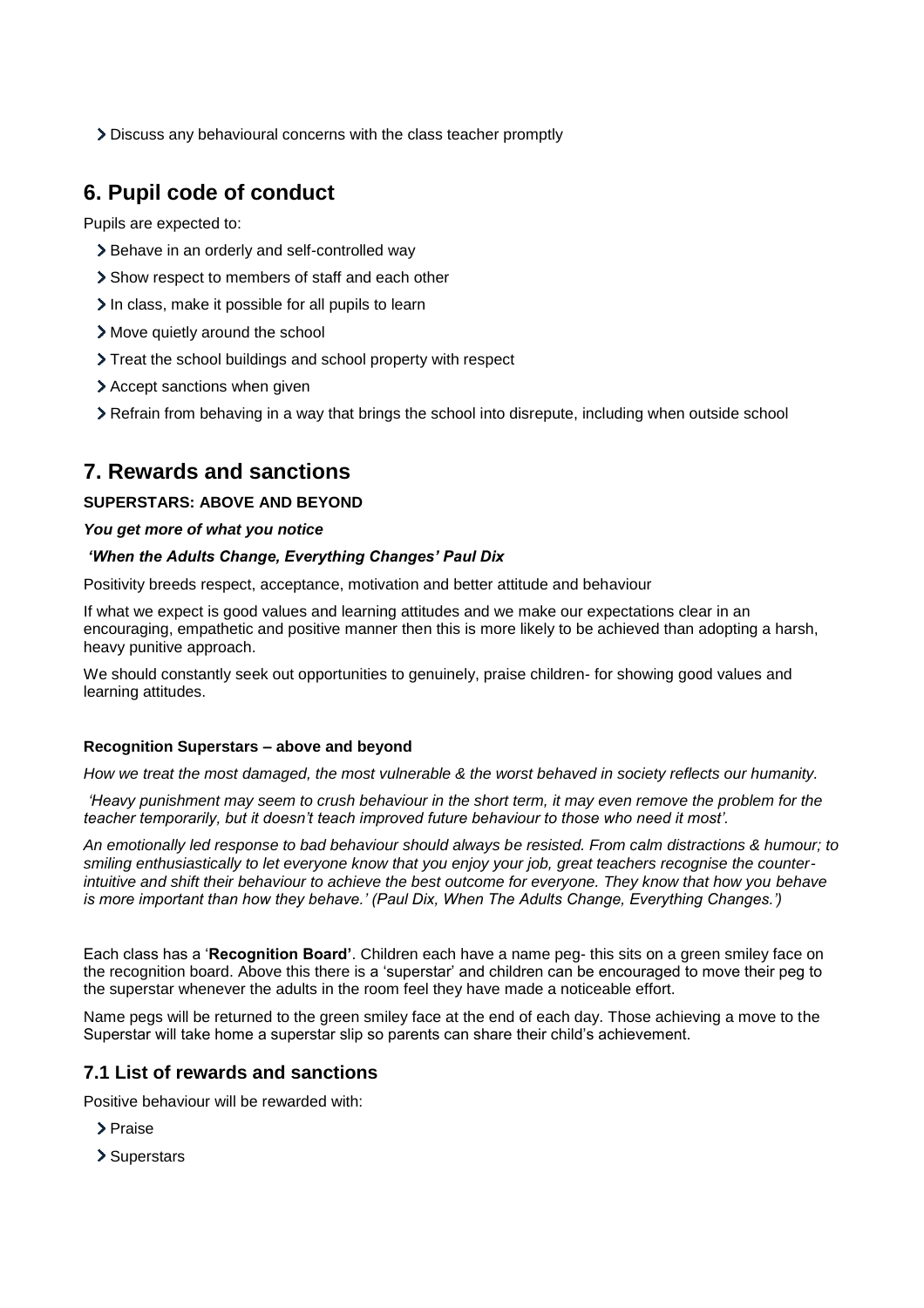- Discuss any behavioural concerns with the class teacher promptly

## 6. Pupil code of conduct

Pupils are expected to:

- Behave in an orderly and self-controlled way
- Show respect to members of staff and each other
- In class, make it possible for all pupils to learn
- Move quietly around the school
- Treat the school buildings and school property with respect
- Accept sanctions when given
- Refrain from behaving in a way that brings the school into disrepute, including when outside school

## 7. Rewards and sanctions

**SUPERSTARS: ABOVE AND BEYOND**

***You get more of what you notice***

***'When the Adults Change, Everything Changes' Paul Dix***

Positivity breeds respect, acceptance, motivation and better attitude and behaviour

If what we expect is good values and learning attitudes and we make our expectations clear in an encouraging, empathetic and positive manner then this is more likely to be achieved than adopting a harsh, heavy punitive approach.

We should constantly seek out opportunities to genuinely, praise children- for showing good values and learning attitudes.

**Recognition Superstars – above and beyond**

*How we treat the most damaged, the most vulnerable & the worst behaved in society reflects our humanity.*

*'Heavy punishment may seem to crush behaviour in the short term, it may even remove the problem for the teacher temporarily, but it doesn't teach improved future behaviour to those who need it most'.*

*An emotionally led response to bad behaviour should always be resisted. From calm distractions & humour; to smiling enthusiastically to let everyone know that you enjoy your job, great teachers recognise the counter-intuitive and shift their behaviour to achieve the best outcome for everyone. They know that how you behave is more important than how they behave.' (Paul Dix, When The Adults Change, Everything Changes.')*

Each class has a '**Recognition Board'**. Children each have a name peg- this sits on a green smiley face on the recognition board. Above this there is a 'superstar' and children can be encouraged to move their peg to the superstar whenever the adults in the room feel they have made a noticeable effort.

Name pegs will be returned to the green smiley face at the end of each day. Those achieving a move to the Superstar will take home a superstar slip so parents can share their child's achievement.

### 7.1 List of rewards and sanctions

Positive behaviour will be rewarded with:

- Praise
- Superstars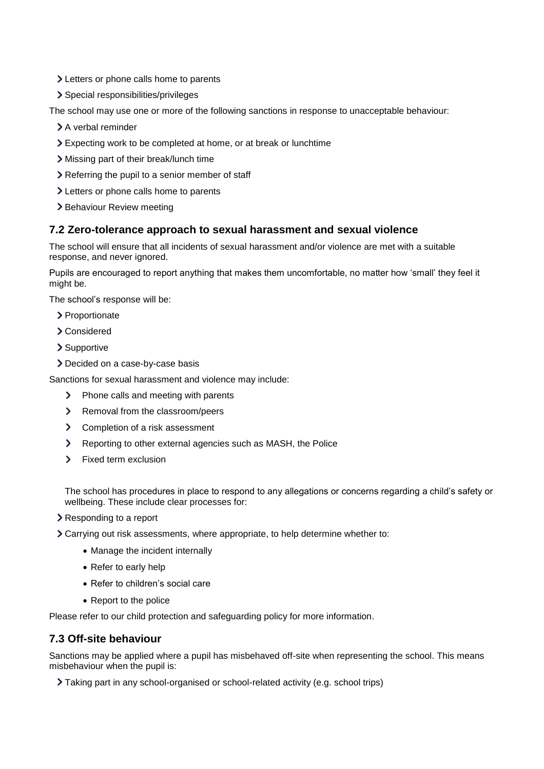- Letters or phone calls home to parents
- Special responsibilities/privileges

The school may use one or more of the following sanctions in response to unacceptable behaviour:

- A verbal reminder
- Expecting work to be completed at home, or at break or lunchtime
- Missing part of their break/lunch time
- Referring the pupil to a senior member of staff
- Letters or phone calls home to parents
- Behaviour Review meeting

### 7.2 Zero-tolerance approach to sexual harassment and sexual violence

The school will ensure that all incidents of sexual harassment and/or violence are met with a suitable response, and never ignored.

Pupils are encouraged to report anything that makes them uncomfortable, no matter how 'small' they feel it might be.

The school's response will be:

- Proportionate
- Considered
- Supportive
- Decided on a case-by-case basis

Sanctions for sexual harassment and violence may include:

- Phone calls and meeting with parents
- Removal from the classroom/peers
- Completion of a risk assessment
- Reporting to other external agencies such as MASH, the Police
- Fixed term exclusion

The school has procedures in place to respond to any allegations or concerns regarding a child's safety or wellbeing. These include clear processes for:

- Responding to a report
- Carrying out risk assessments, where appropriate, to help determine whether to:
  - Manage the incident internally
  - Refer to early help
  - Refer to children's social care
  - Report to the police

Please refer to our child protection and safeguarding policy for more information.

### 7.3 Off-site behaviour

Sanctions may be applied where a pupil has misbehaved off-site when representing the school. This means misbehaviour when the pupil is:

- Taking part in any school-organised or school-related activity (e.g. school trips)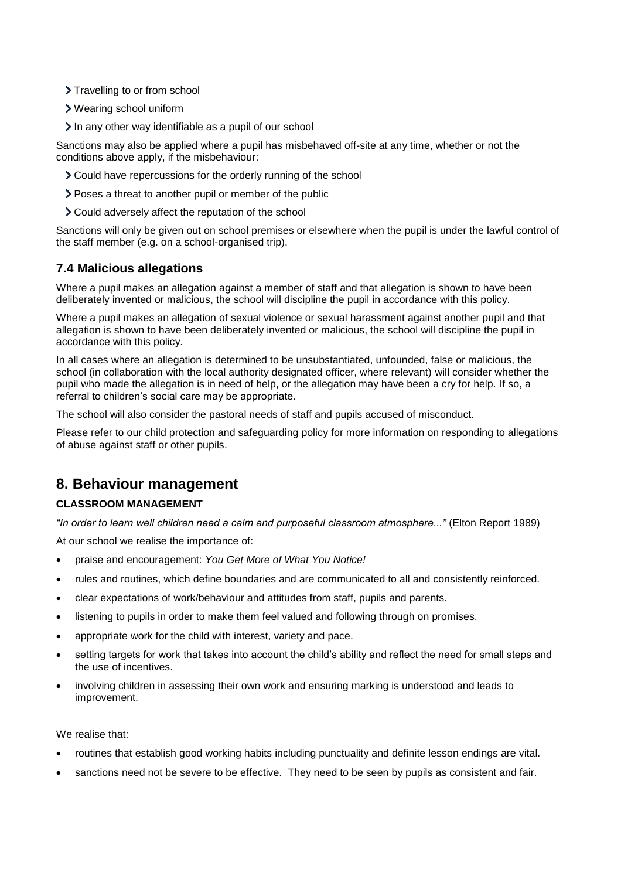- Travelling to or from school
- Wearing school uniform
- In any other way identifiable as a pupil of our school

Sanctions may also be applied where a pupil has misbehaved off-site at any time, whether or not the conditions above apply, if the misbehaviour:

- Could have repercussions for the orderly running of the school
- Poses a threat to another pupil or member of the public
- Could adversely affect the reputation of the school

Sanctions will only be given out on school premises or elsewhere when the pupil is under the lawful control of the staff member (e.g. on a school-organised trip).

### 7.4 Malicious allegations

Where a pupil makes an allegation against a member of staff and that allegation is shown to have been deliberately invented or malicious, the school will discipline the pupil in accordance with this policy.

Where a pupil makes an allegation of sexual violence or sexual harassment against another pupil and that allegation is shown to have been deliberately invented or malicious, the school will discipline the pupil in accordance with this policy.

In all cases where an allegation is determined to be unsubstantiated, unfounded, false or malicious, the school (in collaboration with the local authority designated officer, where relevant) will consider whether the pupil who made the allegation is in need of help, or the allegation may have been a cry for help. If so, a referral to children's social care may be appropriate.

The school will also consider the pastoral needs of staff and pupils accused of misconduct.

Please refer to our child protection and safeguarding policy for more information on responding to allegations of abuse against staff or other pupils.

## 8. Behaviour management

**CLASSROOM MANAGEMENT**

*"In order to learn well children need a calm and purposeful classroom atmosphere..."* (Elton Report 1989)

At our school we realise the importance of:

- praise and encouragement: *You Get More of What You Notice!*
- rules and routines, which define boundaries and are communicated to all and consistently reinforced.
- clear expectations of work/behaviour and attitudes from staff, pupils and parents.
- listening to pupils in order to make them feel valued and following through on promises.
- appropriate work for the child with interest, variety and pace.
- setting targets for work that takes into account the child's ability and reflect the need for small steps and the use of incentives.
- involving children in assessing their own work and ensuring marking is understood and leads to improvement.

We realise that:

- routines that establish good working habits including punctuality and definite lesson endings are vital.
- sanctions need not be severe to be effective. They need to be seen by pupils as consistent and fair.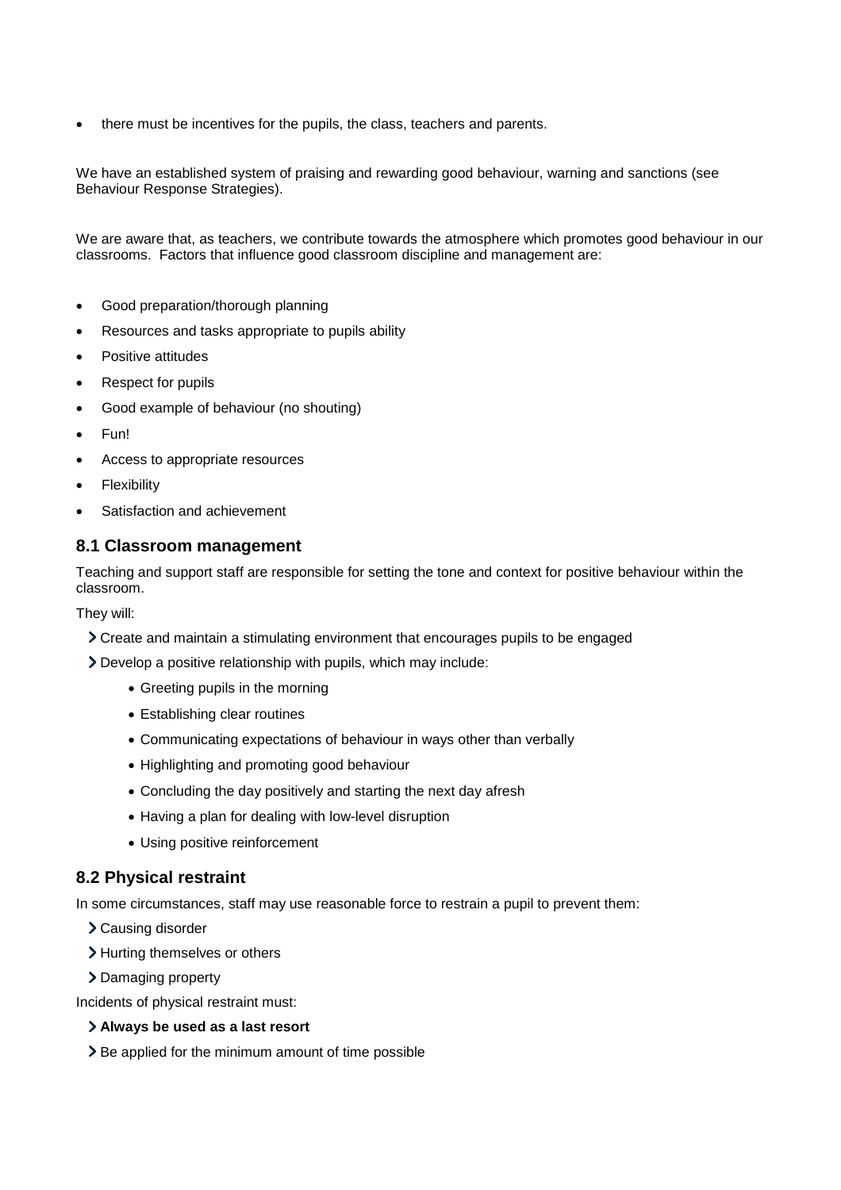- there must be incentives for the pupils, the class, teachers and parents.

We have an established system of praising and rewarding good behaviour, warning and sanctions (see Behaviour Response Strategies).

We are aware that, as teachers, we contribute towards the atmosphere which promotes good behaviour in our classrooms. Factors that influence good classroom discipline and management are:

- Good preparation/thorough planning
- Resources and tasks appropriate to pupils ability
- Positive attitudes
- Respect for pupils
- Good example of behaviour (no shouting)
- Fun!
- Access to appropriate resources
- Flexibility
- Satisfaction and achievement

## 8.1 Classroom management

Teaching and support staff are responsible for setting the tone and context for positive behaviour within the classroom.

They will:

- Create and maintain a stimulating environment that encourages pupils to be engaged
- Develop a positive relationship with pupils, which may include:
  - Greeting pupils in the morning
  - Establishing clear routines
  - Communicating expectations of behaviour in ways other than verbally
  - Highlighting and promoting good behaviour
  - Concluding the day positively and starting the next day afresh
  - Having a plan for dealing with low-level disruption
  - Using positive reinforcement

## 8.2 Physical restraint

In some circumstances, staff may use reasonable force to restrain a pupil to prevent them:

- Causing disorder
- Hurting themselves or others
- Damaging property

Incidents of physical restraint must:

- **Always be used as a last resort**
- Be applied for the minimum amount of time possible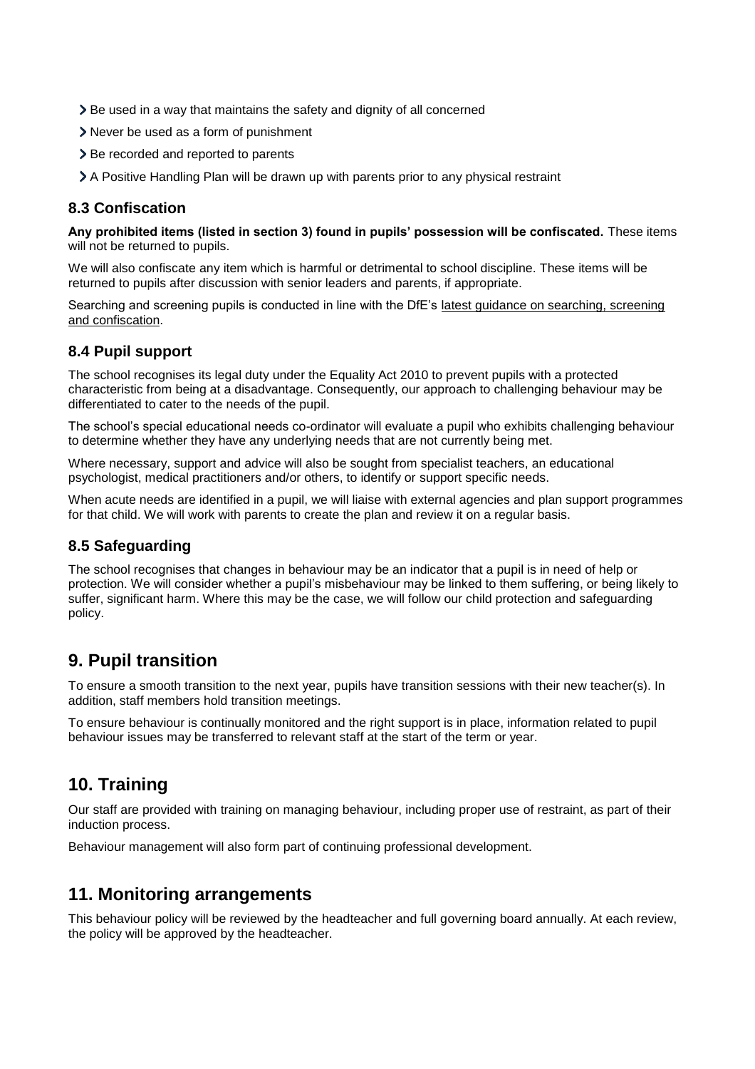- Be used in a way that maintains the safety and dignity of all concerned
- Never be used as a form of punishment
- Be recorded and reported to parents
- A Positive Handling Plan will be drawn up with parents prior to any physical restraint

### 8.3 Confiscation

**Any prohibited items (listed in section 3) found in pupils' possession will be confiscated.** These items will not be returned to pupils.

We will also confiscate any item which is harmful or detrimental to school discipline. These items will be returned to pupils after discussion with senior leaders and parents, if appropriate.

Searching and screening pupils is conducted in line with the DfE's latest guidance on searching, screening and confiscation.

### 8.4 Pupil support

The school recognises its legal duty under the Equality Act 2010 to prevent pupils with a protected characteristic from being at a disadvantage. Consequently, our approach to challenging behaviour may be differentiated to cater to the needs of the pupil.

The school's special educational needs co-ordinator will evaluate a pupil who exhibits challenging behaviour to determine whether they have any underlying needs that are not currently being met.

Where necessary, support and advice will also be sought from specialist teachers, an educational psychologist, medical practitioners and/or others, to identify or support specific needs.

When acute needs are identified in a pupil, we will liaise with external agencies and plan support programmes for that child. We will work with parents to create the plan and review it on a regular basis.

### 8.5 Safeguarding

The school recognises that changes in behaviour may be an indicator that a pupil is in need of help or protection. We will consider whether a pupil's misbehaviour may be linked to them suffering, or being likely to suffer, significant harm. Where this may be the case, we will follow our child protection and safeguarding policy.

## 9. Pupil transition

To ensure a smooth transition to the next year, pupils have transition sessions with their new teacher(s). In addition, staff members hold transition meetings.

To ensure behaviour is continually monitored and the right support is in place, information related to pupil behaviour issues may be transferred to relevant staff at the start of the term or year.

## 10. Training

Our staff are provided with training on managing behaviour, including proper use of restraint, as part of their induction process.

Behaviour management will also form part of continuing professional development.

## 11. Monitoring arrangements

This behaviour policy will be reviewed by the headteacher and full governing board annually. At each review, the policy will be approved by the headteacher.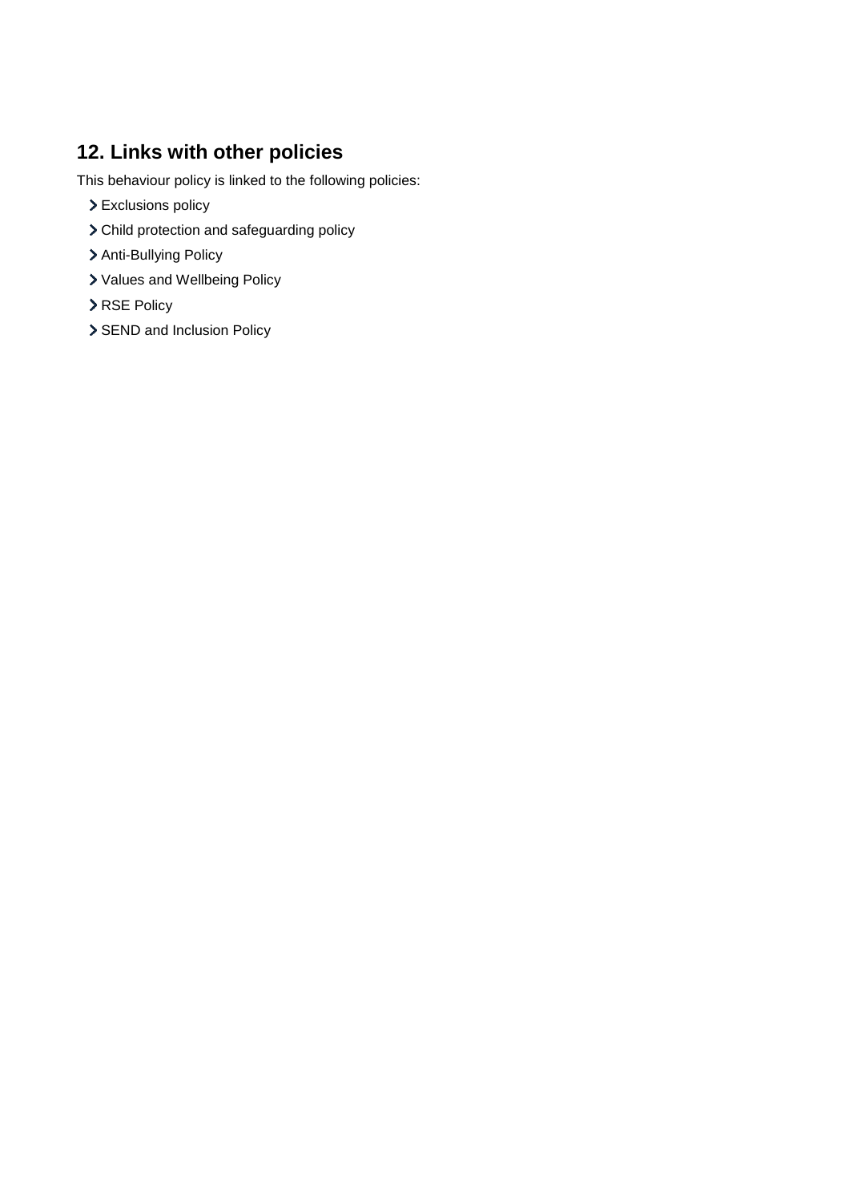## 12. Links with other policies

This behaviour policy is linked to the following policies:

- Exclusions policy
- Child protection and safeguarding policy
- Anti-Bullying Policy
- Values and Wellbeing Policy
- RSE Policy
- SEND and Inclusion Policy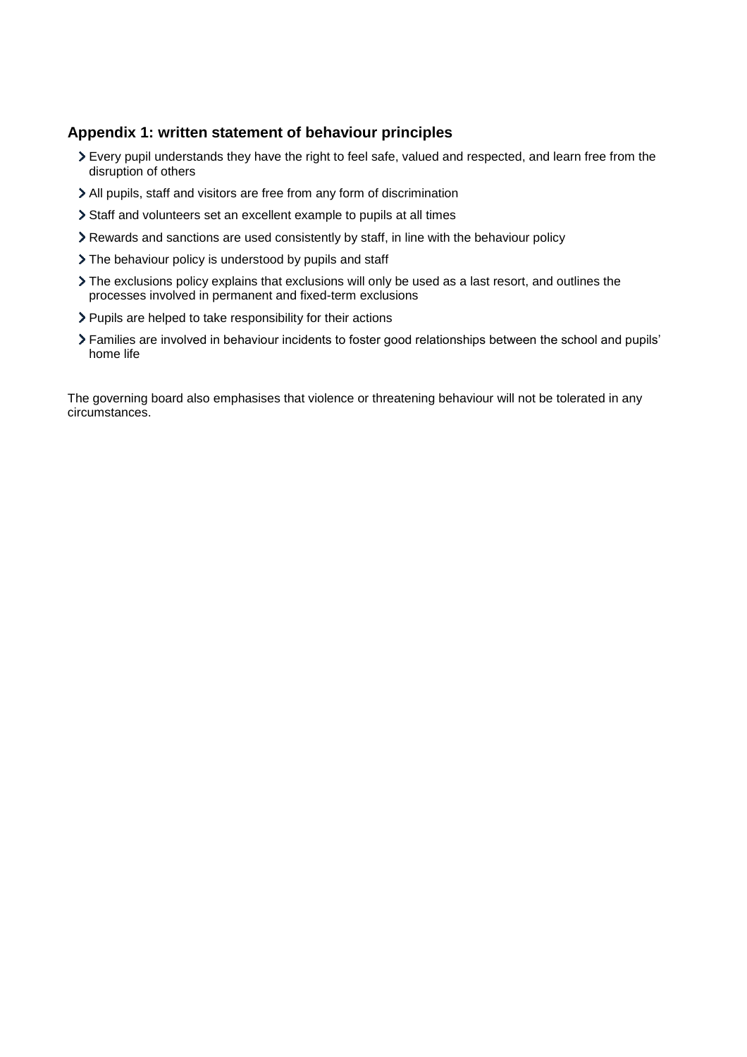## Appendix 1: written statement of behaviour principles

- Every pupil understands they have the right to feel safe, valued and respected, and learn free from the disruption of others
- All pupils, staff and visitors are free from any form of discrimination
- Staff and volunteers set an excellent example to pupils at all times
- Rewards and sanctions are used consistently by staff, in line with the behaviour policy
- The behaviour policy is understood by pupils and staff
- The exclusions policy explains that exclusions will only be used as a last resort, and outlines the processes involved in permanent and fixed-term exclusions
- Pupils are helped to take responsibility for their actions
- Families are involved in behaviour incidents to foster good relationships between the school and pupils' home life

The governing board also emphasises that violence or threatening behaviour will not be tolerated in any circumstances.